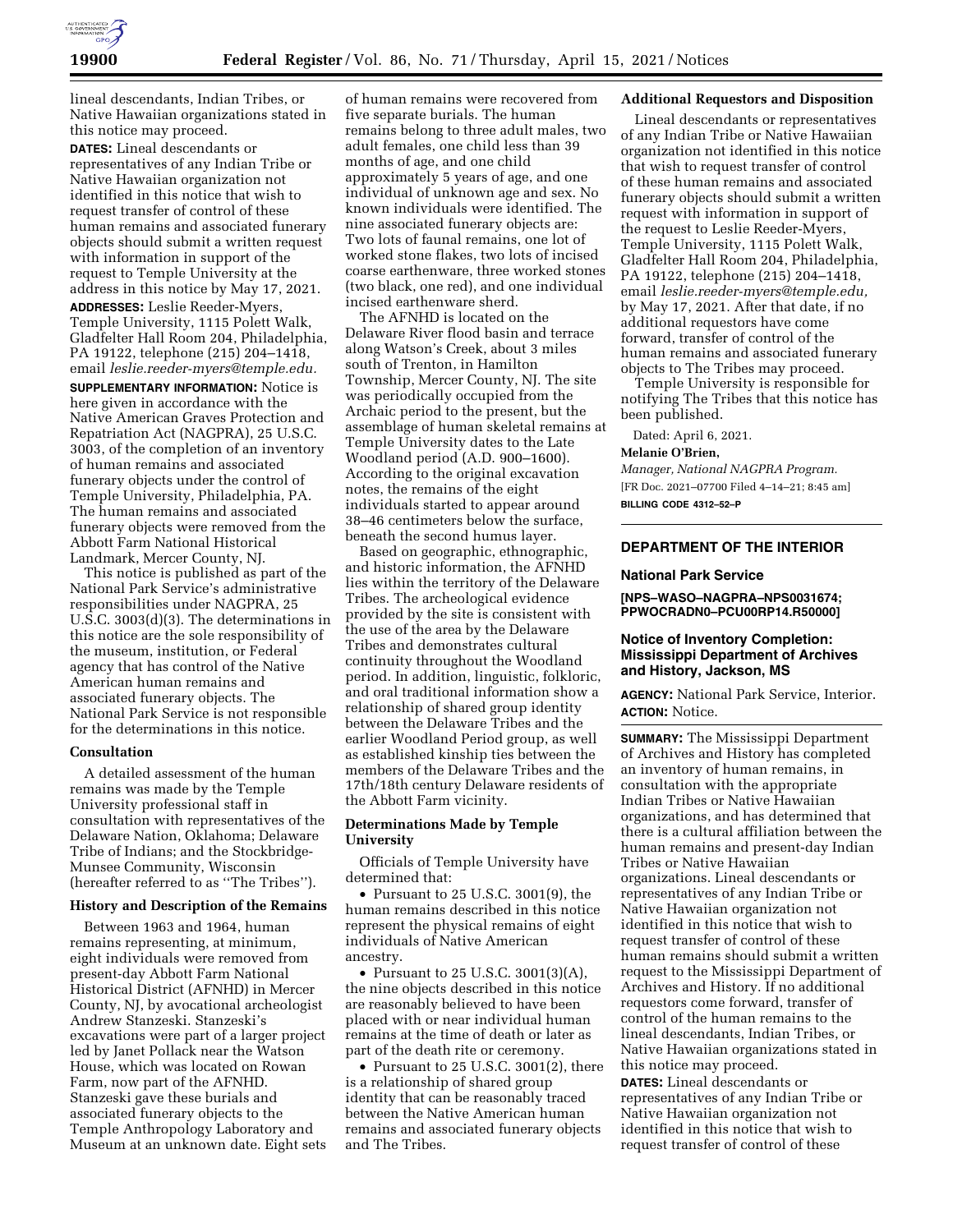lineal descendants, Indian Tribes, or Native Hawaiian organizations stated in this notice may proceed.

**DATES:** Lineal descendants or representatives of any Indian Tribe or Native Hawaiian organization not identified in this notice that wish to request transfer of control of these human remains and associated funerary objects should submit a written request with information in support of the request to Temple University at the address in this notice by May 17, 2021.

**ADDRESSES:** Leslie Reeder-Myers, Temple University, 1115 Polett Walk, Gladfelter Hall Room 204, Philadelphia, PA 19122, telephone (215) 204–1418, email *leslie.reeder-myers@temple.edu.*

**SUPPLEMENTARY INFORMATION:** Notice is here given in accordance with the Native American Graves Protection and Repatriation Act (NAGPRA), 25 U.S.C. 3003, of the completion of an inventory of human remains and associated funerary objects under the control of Temple University, Philadelphia, PA. The human remains and associated funerary objects were removed from the Abbott Farm National Historical Landmark, Mercer County, NJ.

This notice is published as part of the National Park Service's administrative responsibilities under NAGPRA, 25 U.S.C. 3003(d)(3). The determinations in this notice are the sole responsibility of the museum, institution, or Federal agency that has control of the Native American human remains and associated funerary objects. The National Park Service is not responsible for the determinations in this notice.

**Consultation**

A detailed assessment of the human remains was made by the Temple University professional staff in consultation with representatives of the Delaware Nation, Oklahoma; Delaware Tribe of Indians; and the Stockbridge-Munsee Community, Wisconsin (hereafter referred to as ''The Tribes'').

**History and Description of the Remains**

Between 1963 and 1964, human remains representing, at minimum, eight individuals were removed from present-day Abbott Farm National Historical District (AFNHD) in Mercer County, NJ, by avocational archeologist Andrew Stanzeski. Stanzeski's excavations were part of a larger project led by Janet Pollack near the Watson House, which was located on Rowan Farm, now part of the AFNHD. Stanzeski gave these burials and associated funerary objects to the Temple Anthropology Laboratory and Museum at an unknown date. Eight sets of human remains were recovered from five separate burials. The human remains belong to three adult males, two adult females, one child less than 39 months of age, and one child approximately 5 years of age, and one individual of unknown age and sex. No known individuals were identified. The nine associated funerary objects are: Two lots of faunal remains, one lot of worked stone flakes, two lots of incised coarse earthenware, three worked stones (two black, one red), and one individual incised earthenware sherd.

The AFNHD is located on the Delaware River flood basin and terrace along Watson's Creek, about 3 miles south of Trenton, in Hamilton Township, Mercer County, NJ. The site was periodically occupied from the Archaic period to the present, but the assemblage of human skeletal remains at Temple University dates to the Late Woodland period (A.D. 900–1600). According to the original excavation notes, the remains of the eight individuals started to appear around 38–46 centimeters below the surface, beneath the second humus layer.

Based on geographic, ethnographic, and historic information, the AFNHD lies within the territory of the Delaware Tribes. The archeological evidence provided by the site is consistent with the use of the area by the Delaware Tribes and demonstrates cultural continuity throughout the Woodland period. In addition, linguistic, folkloric, and oral traditional information show a relationship of shared group identity between the Delaware Tribes and the earlier Woodland Period group, as well as established kinship ties between the members of the Delaware Tribes and the 17th/18th century Delaware residents of the Abbott Farm vicinity.

**Determinations Made by Temple University**

Officials of Temple University have determined that:

- Pursuant to 25 U.S.C. 3001(9), the human remains described in this notice represent the physical remains of eight individuals of Native American ancestry.
- Pursuant to 25 U.S.C. 3001(3)(A), the nine objects described in this notice are reasonably believed to have been placed with or near individual human remains at the time of death or later as part of the death rite or ceremony.
- Pursuant to 25 U.S.C. 3001(2), there is a relationship of shared group identity that can be reasonably traced between the Native American human remains and associated funerary objects and The Tribes.

**Additional Requestors and Disposition**

Lineal descendants or representatives of any Indian Tribe or Native Hawaiian organization not identified in this notice that wish to request transfer of control of these human remains and associated funerary objects should submit a written request with information in support of the request to Leslie Reeder-Myers, Temple University, 1115 Polett Walk, Gladfelter Hall Room 204, Philadelphia, PA 19122, telephone (215) 204–1418, email *leslie.reeder-myers@temple.edu,* by May 17, 2021. After that date, if no additional requestors have come forward, transfer of control of the human remains and associated funerary objects to The Tribes may proceed.

Temple University is responsible for notifying The Tribes that this notice has been published.

Dated: April 6, 2021.

**Melanie O'Brien,**

*Manager, National NAGPRA Program.*

[FR Doc. 2021–07700 Filed 4–14–21; 8:45 am]

**BILLING CODE 4312–52–P**

---

## DEPARTMENT OF THE INTERIOR

### National Park Service

**[NPS–WASO–NAGPRA–NPS0031674; PPWOCRADN0–PCU00RP14.R50000]**

### Notice of Inventory Completion: Mississippi Department of Archives and History, Jackson, MS

**AGENCY:** National Park Service, Interior.

**ACTION:** Notice.

**SUMMARY:** The Mississippi Department of Archives and History has completed an inventory of human remains, in consultation with the appropriate Indian Tribes or Native Hawaiian organizations, and has determined that there is a cultural affiliation between the human remains and present-day Indian Tribes or Native Hawaiian organizations. Lineal descendants or representatives of any Indian Tribe or Native Hawaiian organization not identified in this notice that wish to request transfer of control of these human remains should submit a written request to the Mississippi Department of Archives and History. If no additional requestors come forward, transfer of control of the human remains to the lineal descendants, Indian Tribes, or Native Hawaiian organizations stated in this notice may proceed.

**DATES:** Lineal descendants or representatives of any Indian Tribe or Native Hawaiian organization not identified in this notice that wish to request transfer of control of these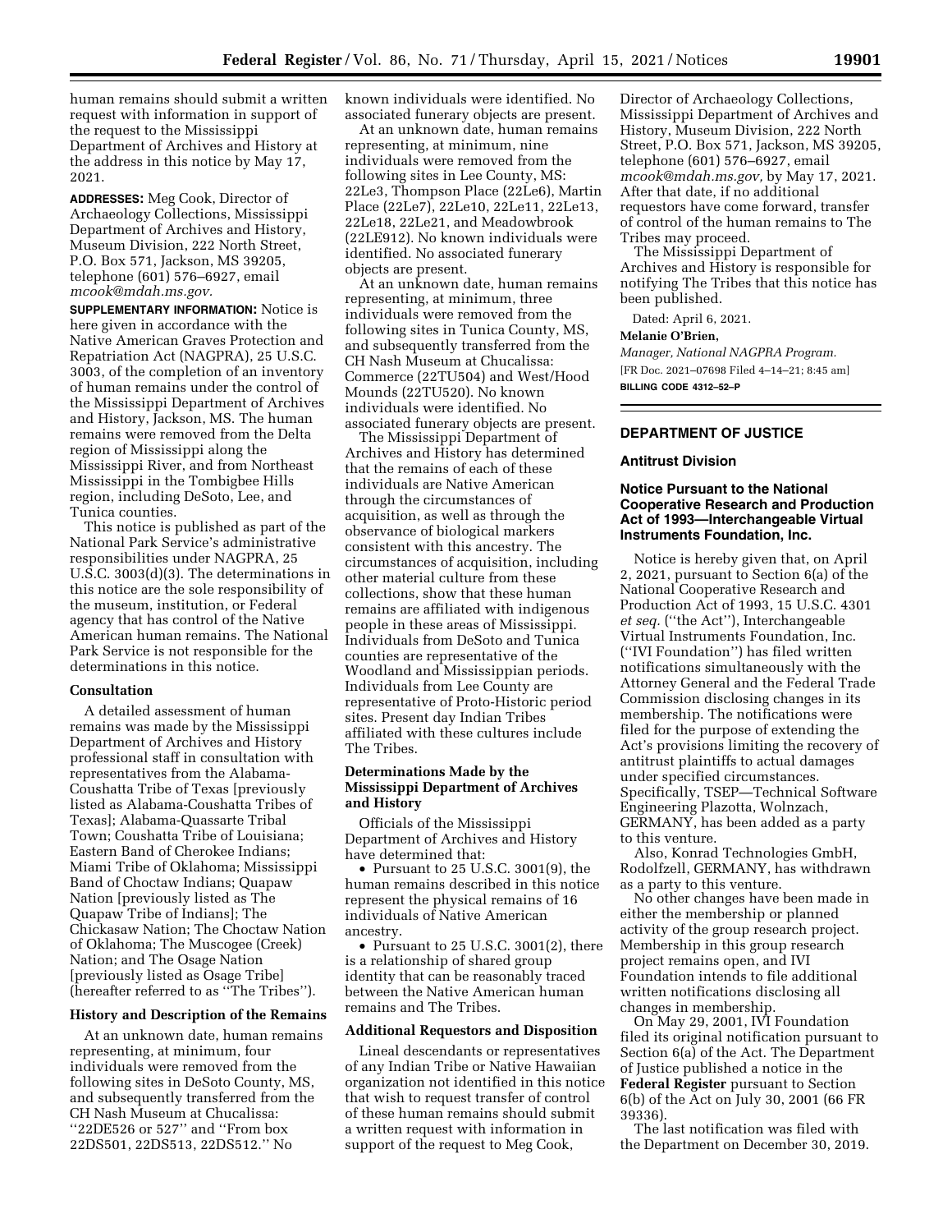human remains should submit a written request with information in support of the request to the Mississippi Department of Archives and History at the address in this notice by May 17, 2021.

**ADDRESSES:** Meg Cook, Director of Archaeology Collections, Mississippi Department of Archives and History, Museum Division, 222 North Street, P.O. Box 571, Jackson, MS 39205, telephone (601) 576–6927, email *mcook@mdah.ms.gov.*

**SUPPLEMENTARY INFORMATION:** Notice is here given in accordance with the Native American Graves Protection and Repatriation Act (NAGPRA), 25 U.S.C. 3003, of the completion of an inventory of human remains under the control of the Mississippi Department of Archives and History, Jackson, MS. The human remains were removed from the Delta region of Mississippi along the Mississippi River, and from Northeast Mississippi in the Tombigbee Hills region, including DeSoto, Lee, and Tunica counties.

This notice is published as part of the National Park Service's administrative responsibilities under NAGPRA, 25 U.S.C. 3003(d)(3). The determinations in this notice are the sole responsibility of the museum, institution, or Federal agency that has control of the Native American human remains. The National Park Service is not responsible for the determinations in this notice.

## Consultation

A detailed assessment of human remains was made by the Mississippi Department of Archives and History professional staff in consultation with representatives from the Alabama-Coushatta Tribe of Texas [previously listed as Alabama-Coushatta Tribes of Texas]; Alabama-Quassarte Tribal Town; Coushatta Tribe of Louisiana; Eastern Band of Cherokee Indians; Miami Tribe of Oklahoma; Mississippi Band of Choctaw Indians; Quapaw Nation [previously listed as The Quapaw Tribe of Indians]; The Chickasaw Nation; The Choctaw Nation of Oklahoma; The Muscogee (Creek) Nation; and The Osage Nation [previously listed as Osage Tribe] (hereafter referred to as "The Tribes").

## History and Description of the Remains

At an unknown date, human remains representing, at minimum, four individuals were removed from the following sites in DeSoto County, MS, and subsequently transferred from the CH Nash Museum at Chucalissa: "22DE526 or 527" and "From box 22DS501, 22DS513, 22DS512." No known individuals were identified. No associated funerary objects are present.

At an unknown date, human remains representing, at minimum, nine individuals were removed from the following sites in Lee County, MS: 22Le3, Thompson Place (22Le6), Martin Place (22Le7), 22Le10, 22Le11, 22Le13, 22Le18, 22Le21, and Meadowbrook (22LE912). No known individuals were identified. No associated funerary objects are present.

At an unknown date, human remains representing, at minimum, three individuals were removed from the following sites in Tunica County, MS, and subsequently transferred from the CH Nash Museum at Chucalissa: Commerce (22TU504) and West/Hood Mounds (22TU520). No known individuals were identified. No associated funerary objects are present.

The Mississippi Department of Archives and History has determined that the remains of each of these individuals are Native American through the circumstances of acquisition, as well as through the observance of biological markers consistent with this ancestry. The circumstances of acquisition, including other material culture from these collections, show that these human remains are affiliated with indigenous people in these areas of Mississippi. Individuals from DeSoto and Tunica counties are representative of the Woodland and Mississippian periods. Individuals from Lee County are representative of Proto-Historic period sites. Present day Indian Tribes affiliated with these cultures include The Tribes.

## Determinations Made by the Mississippi Department of Archives and History

Officials of the Mississippi Department of Archives and History have determined that:

- Pursuant to 25 U.S.C. 3001(9), the human remains described in this notice represent the physical remains of 16 individuals of Native American ancestry.
- Pursuant to 25 U.S.C. 3001(2), there is a relationship of shared group identity that can be reasonably traced between the Native American human remains and The Tribes.

## Additional Requestors and Disposition

Lineal descendants or representatives of any Indian Tribe or Native Hawaiian organization not identified in this notice that wish to request transfer of control of these human remains should submit a written request with information in support of the request to Meg Cook, Director of Archaeology Collections, Mississippi Department of Archives and History, Museum Division, 222 North Street, P.O. Box 571, Jackson, MS 39205, telephone (601) 576–6927, email *mcook@mdah.ms.gov,* by May 17, 2021. After that date, if no additional requestors have come forward, transfer of control of the human remains to The Tribes may proceed.

The Mississippi Department of Archives and History is responsible for notifying The Tribes that this notice has been published.

Dated: April 6, 2021.

**Melanie O'Brien,**

*Manager, National NAGPRA Program.*

[FR Doc. 2021–07698 Filed 4–14–21; 8:45 am]

**BILLING CODE 4312–52–P**

# DEPARTMENT OF JUSTICE

## Antitrust Division

### Notice Pursuant to the National Cooperative Research and Production Act of 1993—Interchangeable Virtual Instruments Foundation, Inc.

Notice is hereby given that, on April 2, 2021, pursuant to Section 6(a) of the National Cooperative Research and Production Act of 1993, 15 U.S.C. 4301 *et seq.* ("the Act"), Interchangeable Virtual Instruments Foundation, Inc. ("IVI Foundation") has filed written notifications simultaneously with the Attorney General and the Federal Trade Commission disclosing changes in its membership. The notifications were filed for the purpose of extending the Act's provisions limiting the recovery of antitrust plaintiffs to actual damages under specified circumstances. Specifically, TSEP—Technical Software Engineering Plazotta, Wolnzach, GERMANY, has been added as a party to this venture.

Also, Konrad Technologies GmbH, Rodolfzell, GERMANY, has withdrawn as a party to this venture.

No other changes have been made in either the membership or planned activity of the group research project. Membership in this group research project remains open, and IVI Foundation intends to file additional written notifications disclosing all changes in membership.

On May 29, 2001, IVI Foundation filed its original notification pursuant to Section 6(a) of the Act. The Department of Justice published a notice in the **Federal Register** pursuant to Section 6(b) of the Act on July 30, 2001 (66 FR 39336).

The last notification was filed with the Department on December 30, 2019.